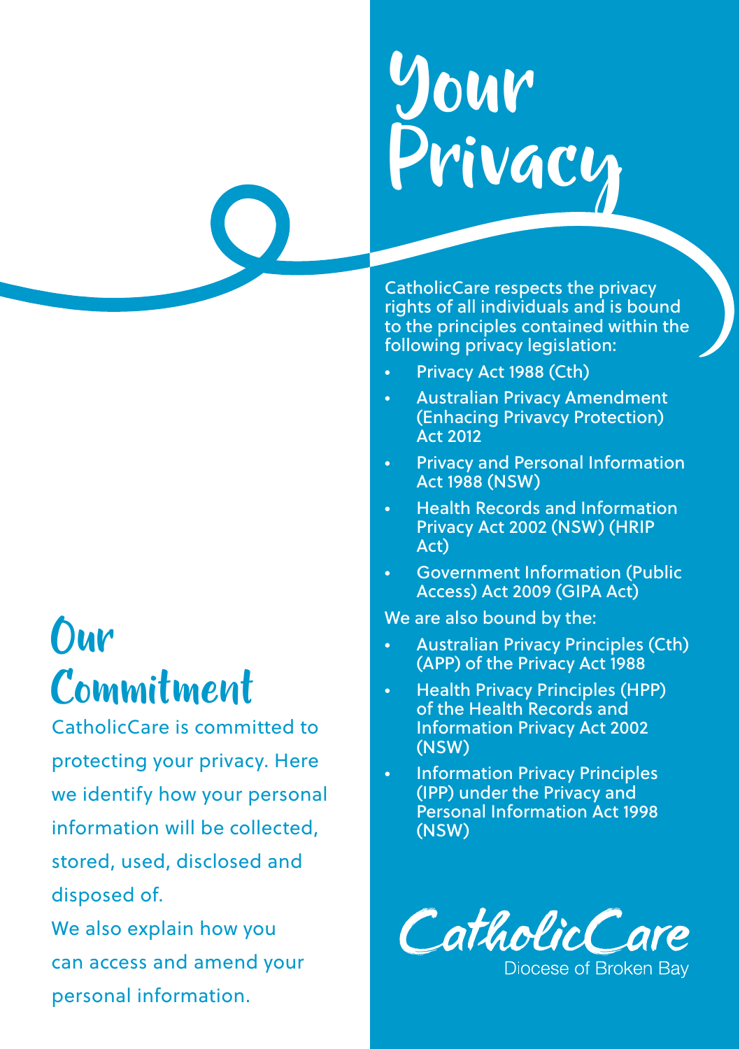# Your Privacy

CatholicCare respects the privacy rights of all individuals and is bound to the principles contained within the following privacy legislation:

- Privacy Act 1988 (Cth)
- Australian Privacy Amendment (Enhacing Privavcy Protection) Act 2012
- Privacy and Personal Information Act 1988 (NSW)
- Health Records and Information Privacy Act 2002 (NSW) (HRIP Act)
- Government Information (Public Access) Act 2009 (GIPA Act)

We are also bound by the:

- Australian Privacy Principles (Cth) (APP) of the Privacy Act 1988
- Health Privacy Principles (HPP) of the Health Records and Information Privacy Act 2002 (NSW)
- Information Privacy Principles (IPP) under the Privacy and Personal Information Act 1998 (NSW)

## Our Commitment

CatholicCare is committed to protecting your privacy. Here we identify how your personal information will be collected, stored, used, disclosed and disposed of.

We also explain how you can access and amend your personal information.

CatholicCare
Diocese of Broken Bay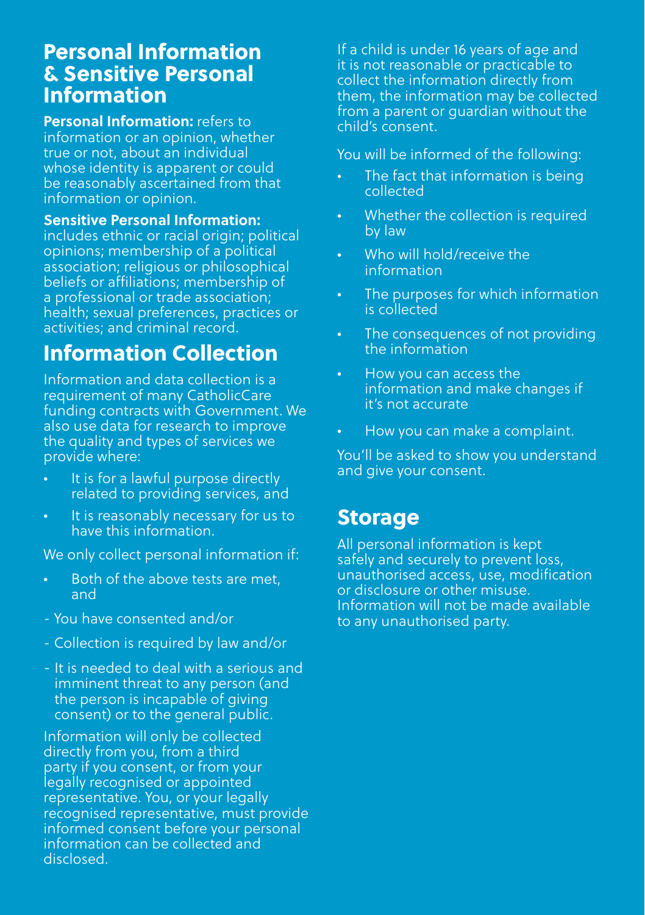## Personal Information & Sensitive Personal Information

**Personal Information:** refers to information or an opinion, whether true or not, about an individual whose identity is apparent or could be reasonably ascertained from that information or opinion.

**Sensitive Personal Information:** includes ethnic or racial origin; political opinions; membership of a political association; religious or philosophical beliefs or affiliations; membership of a professional or trade association; health; sexual preferences, practices or activities; and criminal record.

## Information Collection

Information and data collection is a requirement of many CatholicCare funding contracts with Government. We also use data for research to improve the quality and types of services we provide where:

- It is for a lawful purpose directly related to providing services, and
- It is reasonably necessary for us to have this information.

We only collect personal information if:

- Both of the above tests are met, and

- You have consented and/or
- Collection is required by law and/or
- It is needed to deal with a serious and imminent threat to any person (and the person is incapable of giving consent) or to the general public.

Information will only be collected directly from you, from a third party if you consent, or from your legally recognised or appointed representative. You, or your legally recognised representative, must provide informed consent before your personal information can be collected and disclosed.

If a child is under 16 years of age and it is not reasonable or practicable to collect the information directly from them, the information may be collected from a parent or guardian without the child's consent.

You will be informed of the following:

- The fact that information is being collected
- Whether the collection is required by law
- Who will hold/receive the information
- The purposes for which information is collected
- The consequences of not providing the information
- How you can access the information and make changes if it's not accurate
- How you can make a complaint.

You'll be asked to show you understand and give your consent.

## Storage

All personal information is kept safely and securely to prevent loss, unauthorised access, use, modification or disclosure or other misuse. Information will not be made available to any unauthorised party.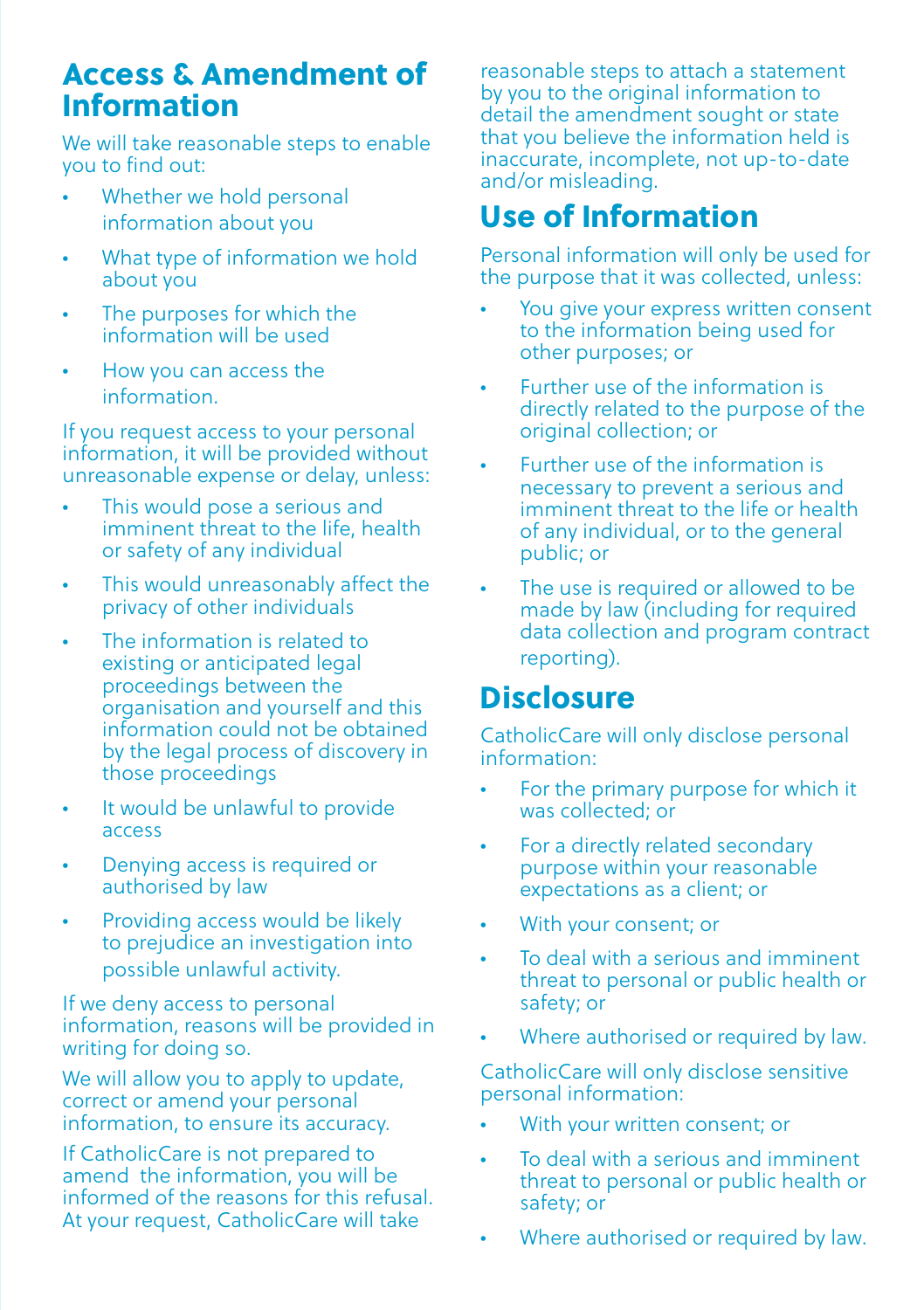## Access & Amendment of Information

We will take reasonable steps to enable you to find out:

- Whether we hold personal information about you
- What type of information we hold about you
- The purposes for which the information will be used
- How you can access the information.

If you request access to your personal information, it will be provided without unreasonable expense or delay, unless:

- This would pose a serious and imminent threat to the life, health or safety of any individual
- This would unreasonably affect the privacy of other individuals
- The information is related to existing or anticipated legal proceedings between the organisation and yourself and this information could not be obtained by the legal process of discovery in those proceedings
- It would be unlawful to provide access
- Denying access is required or authorised by law
- Providing access would be likely to prejudice an investigation into possible unlawful activity.

If we deny access to personal information, reasons will be provided in writing for doing so.

We will allow you to apply to update, correct or amend your personal information, to ensure its accuracy.

If CatholicCare is not prepared to amend the information, you will be informed of the reasons for this refusal. At your request, CatholicCare will take reasonable steps to attach a statement by you to the original information to detail the amendment sought or state that you believe the information held is inaccurate, incomplete, not up-to-date and/or misleading.

## Use of Information

Personal information will only be used for the purpose that it was collected, unless:

- You give your express written consent to the information being used for other purposes; or
- Further use of the information is directly related to the purpose of the original collection; or
- Further use of the information is necessary to prevent a serious and imminent threat to the life or health of any individual, or to the general public; or
- The use is required or allowed to be made by law (including for required data collection and program contract reporting).

## Disclosure

CatholicCare will only disclose personal information:

- For the primary purpose for which it was collected; or
- For a directly related secondary purpose within your reasonable expectations as a client; or
- With your consent; or
- To deal with a serious and imminent threat to personal or public health or safety; or
- Where authorised or required by law.

CatholicCare will only disclose sensitive personal information:

- With your written consent; or
- To deal with a serious and imminent threat to personal or public health or safety; or
- Where authorised or required by law.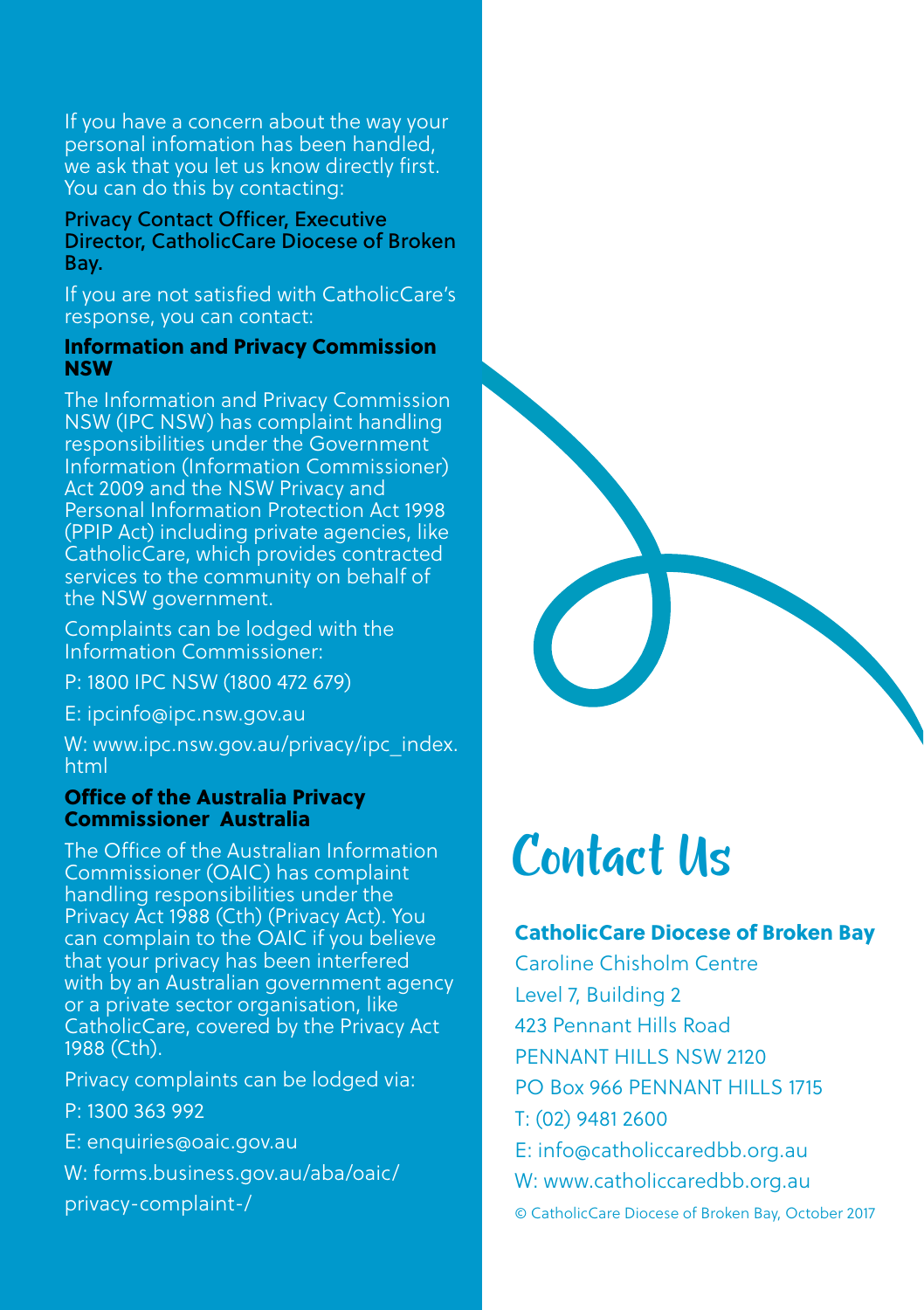If you have a concern about the way your personal infomation has been handled, we ask that you let us know directly first. You can do this by contacting:

Privacy Contact Officer, Executive Director, CatholicCare Diocese of Broken Bay.

If you are not satisfied with CatholicCare's response, you can contact:

**Information and Privacy Commission NSW**

The Information and Privacy Commission NSW (IPC NSW) has complaint handling responsibilities under the Government Information (Information Commissioner) Act 2009 and the NSW Privacy and Personal Information Protection Act 1998 (PPIP Act) including private agencies, like CatholicCare, which provides contracted services to the community on behalf of the NSW government.

Complaints can be lodged with the Information Commissioner:

P: 1800 IPC NSW (1800 472 679)

E: ipcinfo@ipc.nsw.gov.au

W: www.ipc.nsw.gov.au/privacy/ipc_index.html

**Office of the Australia Privacy Commissioner Australia**

The Office of the Australian Information Commissioner (OAIC) has complaint handling responsibilities under the Privacy Act 1988 (Cth) (Privacy Act). You can complain to the OAIC if you believe that your privacy has been interfered with by an Australian government agency or a private sector organisation, like CatholicCare, covered by the Privacy Act 1988 (Cth).

Privacy complaints can be lodged via:

P: 1300 363 992

E: enquiries@oaic.gov.au

W: forms.business.gov.au/aba/oaic/privacy-complaint-/

# Contact Us

**CatholicCare Diocese of Broken Bay**

Caroline Chisholm Centre

Level 7, Building 2

423 Pennant Hills Road

PENNANT HILLS NSW 2120

PO Box 966 PENNANT HILLS 1715

T: (02) 9481 2600

E: info@catholiccaredbb.org.au

W: www.catholiccaredbb.org.au

© CatholicCare Diocese of Broken Bay, October 2017